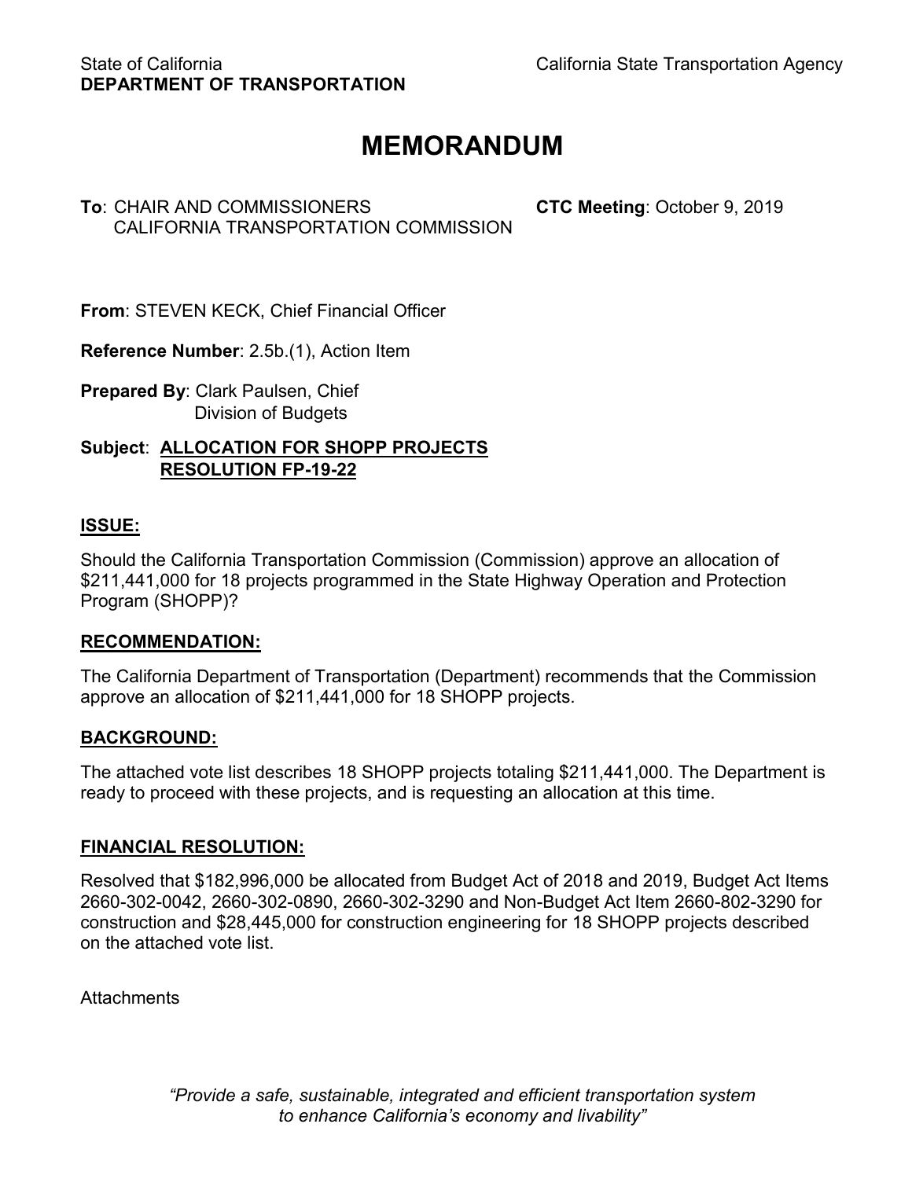State of California
**DEPARTMENT OF TRANSPORTATION**

California State Transportation Agency

# MEMORANDUM

**To**: CHAIR AND COMMISSIONERS
CALIFORNIA TRANSPORTATION COMMISSION

**CTC Meeting**: October 9, 2019

**From**: STEVEN KECK, Chief Financial Officer

**Reference Number**: 2.5b.(1), Action Item

**Prepared By**: Clark Paulsen, Chief
Division of Budgets

**Subject**: **ALLOCATION FOR SHOPP PROJECTS**
**RESOLUTION FP-19-22**

## ISSUE:

Should the California Transportation Commission (Commission) approve an allocation of $211,441,000 for 18 projects programmed in the State Highway Operation and Protection Program (SHOPP)?

## RECOMMENDATION:

The California Department of Transportation (Department) recommends that the Commission approve an allocation of $211,441,000 for 18 SHOPP projects.

## BACKGROUND:

The attached vote list describes 18 SHOPP projects totaling $211,441,000. The Department is ready to proceed with these projects, and is requesting an allocation at this time.

## FINANCIAL RESOLUTION:

Resolved that $182,996,000 be allocated from Budget Act of 2018 and 2019, Budget Act Items 2660-302-0042, 2660-302-0890, 2660-302-3290 and Non-Budget Act Item 2660-802-3290 for construction and $28,445,000 for construction engineering for 18 SHOPP projects described on the attached vote list.

Attachments

*"Provide a safe, sustainable, integrated and efficient transportation system to enhance California's economy and livability"*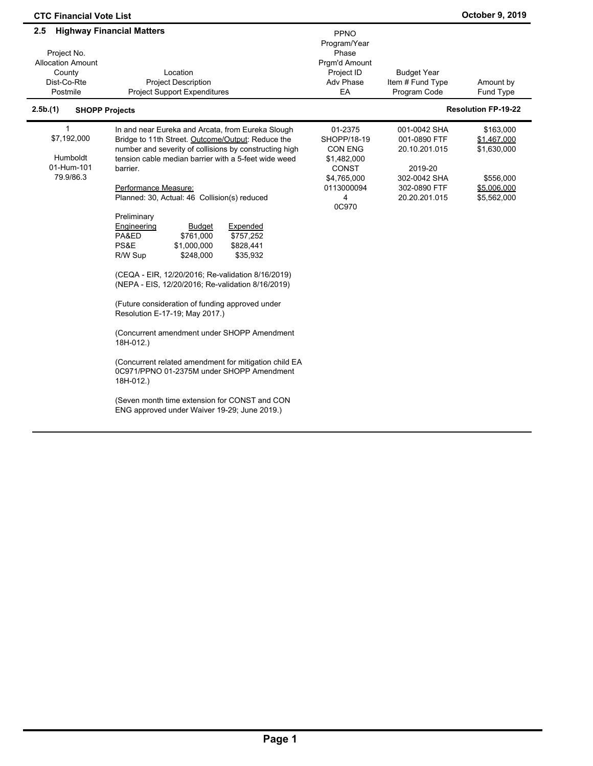## 2.5 Highway Financial Matters

| Project No.<br>Allocation Amount<br>County<br>Dist-Co-Rte<br>Postmile | Location<br>Project Description<br>Project Support Expenditures | PPNO<br>Program/Year<br>Phase<br>Prgm'd Amount<br>Project ID<br>Adv Phase<br>EA | Budget Year<br>Item # Fund Type<br>Program Code | Amount by<br>Fund Type |
|---|---|---|---|---|
| **2.5b.(1) SHOPP Projects** | | | | **Resolution FP-19-22** |
| 1<br>$7,192,000<br><br>Humboldt<br>01-Hum-101<br>79.9/86.3 | In and near Eureka and Arcata, from Eureka Slough Bridge to 11th Street. Outcome/Output: Reduce the number and severity of collisions by constructing high tension cable median barrier with a 5-feet wide weed barrier.<br><br>Performance Measure:<br>Planned: 30, Actual: 46 Collision(s) reduced<br><br>Preliminary Engineering / Budget / Expended<br>PA&ED $761,000 $757,252<br>PS&E $1,000,000 $828,441<br>R/W Sup $248,000 $35,932<br><br>(CEQA - EIR, 12/20/2016; Re-validation 8/16/2019)<br>(NEPA - EIS, 12/20/2016; Re-validation 8/16/2019)<br><br>(Future consideration of funding approved under Resolution E-17-19; May 2017.)<br><br>(Concurrent amendment under SHOPP Amendment 18H-012.)<br><br>(Concurrent related amendment for mitigation child EA 0C971/PPNO 01-2375M under SHOPP Amendment 18H-012.)<br><br>(Seven month time extension for CONST and CON ENG approved under Waiver 19-29; June 2019.) | 01-2375<br>SHOPP/18-19<br>CON ENG<br>$1,482,000<br>CONST<br>$4,765,000<br>0113000094<br>4<br>0C970 | 001-0042 SHA<br>001-0890 FTF<br>20.10.201.015<br><br>2019-20<br>302-0042 SHA<br>302-0890 FTF<br>20.20.201.015 | $163,000<br>$1,467,000<br>$1,630,000<br><br><br>$556,000<br>$5,006,000<br>$5,562,000 |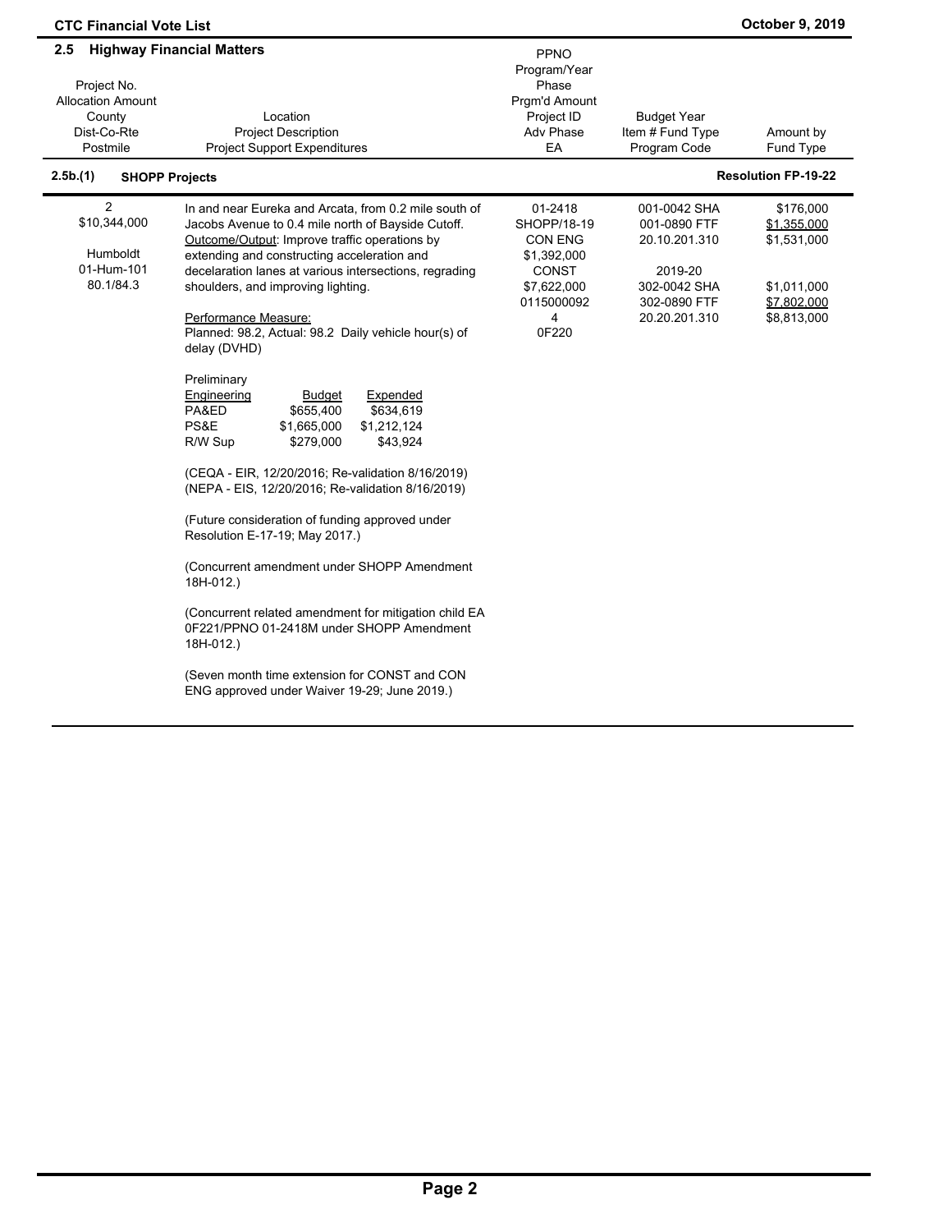## 2.5 Highway Financial Matters

| Project No.<br>Allocation Amount<br>County<br>Dist-Co-Rte<br>Postmile | Location<br>Project Description<br>Project Support Expenditures | PPNO<br>Program/Year<br>Phase<br>Prgm'd Amount<br>Project ID<br>Adv Phase<br>EA | Budget Year<br>Item # Fund Type<br>Program Code | Amount by<br>Fund Type |
|---|---|---|---|---|
| **2.5b.(1) SHOPP Projects** | | | | **Resolution FP-19-22** |
| 2<br>$10,344,000<br><br>Humboldt<br>01-Hum-101<br>80.1/84.3 | In and near Eureka and Arcata, from 0.2 mile south of Jacobs Avenue to 0.4 mile north of Bayside Cutoff.<br>Outcome/Output: Improve traffic operations by extending and constructing acceleration and decelaration lanes at various intersections, regrading shoulders, and improving lighting.<br><br>Performance Measure:<br>Planned: 98.2, Actual: 98.2 Daily vehicle hour(s) of delay (DVHD)<br><br>Preliminary Engineering / Budget / Expended<br>PA&ED $655,400 $634,619<br>PS&E $1,665,000 $1,212,124<br>R/W Sup $279,000 $43,924<br><br>(CEQA - EIR, 12/20/2016; Re-validation 8/16/2019)<br>(NEPA - EIS, 12/20/2016; Re-validation 8/16/2019)<br><br>(Future consideration of funding approved under Resolution E-17-19; May 2017.)<br><br>(Concurrent amendment under SHOPP Amendment 18H-012.)<br><br>(Concurrent related amendment for mitigation child EA 0F221/PPNO 01-2418M under SHOPP Amendment 18H-012.)<br><br>(Seven month time extension for CONST and CON ENG approved under Waiver 19-29; June 2019.) | 01-2418<br>SHOPP/18-19<br>CON ENG<br>$1,392,000<br>CONST<br>$7,622,000<br>0115000092<br>4<br>0F220 | 001-0042 SHA<br>001-0890 FTF<br>20.10.201.310<br><br>2019-20<br>302-0042 SHA<br>302-0890 FTF<br>20.20.201.310 | $176,000<br>$1,355,000<br>$1,531,000<br><br><br>$1,011,000<br>$7,802,000<br>$8,813,000 |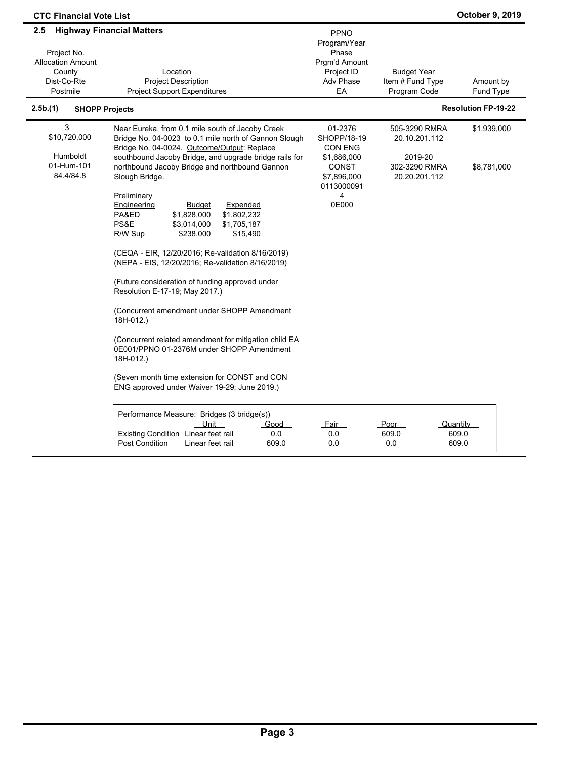## 2.5 Highway Financial Matters

| Project No.<br>Allocation Amount<br>County<br>Dist-Co-Rte<br>Postmile | Location<br>Project Description<br>Project Support Expenditures | PPNO<br>Program/Year<br>Phase<br>Prgm'd Amount<br>Project ID<br>Adv Phase<br>EA | Budget Year<br>Item # Fund Type<br>Program Code | Amount by<br>Fund Type |
|---|---|---|---|---|

### 2.5b.(1) SHOPP Projects

**Resolution FP-19-22**

| Project No.<br>Allocation Amount<br>County<br>Dist-Co-Rte<br>Postmile | Location<br>Project Description<br>Project Support Expenditures | PPNO<br>Program/Year<br>Phase<br>Prgm'd Amount<br>Project ID<br>Adv Phase<br>EA | Budget Year<br>Item # Fund Type<br>Program Code | Amount by<br>Fund Type |
|---|---|---|---|---|
| 3<br>$10,720,000<br><br>Humboldt<br>01-Hum-101<br>84.4/84.8 | Near Eureka, from 0.1 mile south of Jacoby Creek Bridge No. 04-0023 to 0.1 mile north of Gannon Slough Bridge No. 04-0024. Outcome/Output: Replace southbound Jacoby Bridge, and upgrade bridge rails for northbound Jacoby Bridge and northbound Gannon Slough Bridge. | 01-2376<br>SHOPP/18-19<br>CON ENG<br>$1,686,000<br>CONST<br>$7,896,000<br>0113000091<br>4<br>0E000 | 505-3290 RMRA<br>20.10.201.112<br><br>2019-20<br>302-3290 RMRA<br>20.20.201.112 | $1,939,000<br><br><br><br>$8,781,000 |

| Preliminary Engineering | Budget | Expended |
|---|---|---|
| PA&ED | $1,828,000 | $1,802,232 |
| PS&E | $3,014,000 | $1,705,187 |
| R/W Sup | $238,000 | $15,490 |

(CEQA - EIR, 12/20/2016; Re-validation 8/16/2019)
(NEPA - EIS, 12/20/2016; Re-validation 8/16/2019)

(Future consideration of funding approved under Resolution E-17-19; May 2017.)

(Concurrent amendment under SHOPP Amendment 18H-012.)

(Concurrent related amendment for mitigation child EA 0E001/PPNO 01-2376M under SHOPP Amendment 18H-012.)

(Seven month time extension for CONST and CON ENG approved under Waiver 19-29; June 2019.)

Performance Measure: Bridges (3 bridge(s))

| | Unit | Good | Fair | Poor | Quantity |
|---|---|---|---|---|---|
| Existing Condition | Linear feet rail | 0.0 | 0.0 | 609.0 | 609.0 |
| Post Condition | Linear feet rail | 609.0 | 0.0 | 0.0 | 609.0 |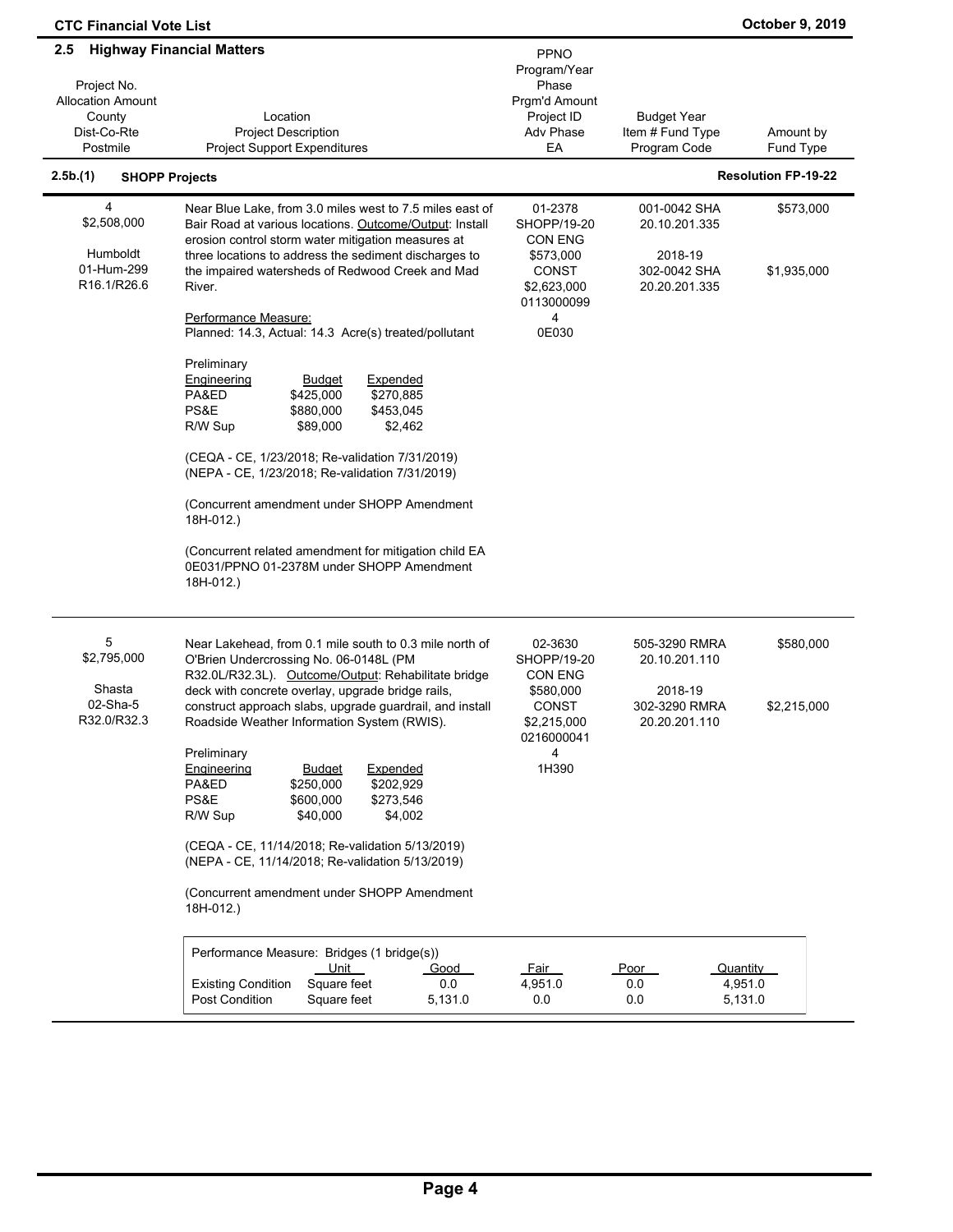## 2.5 Highway Financial Matters

| Project No. / Allocation Amount / County / Dist-Co-Rte / Postmile | Location / Project Description / Project Support Expenditures | PPNO / Program/Year / Phase / Prgm'd Amount / Project ID / Adv Phase / EA | Budget Year / Item # Fund Type / Program Code | Amount by Fund Type |
|---|---|---|---|---|

### 2.5b.(1) SHOPP Projects — Resolution FP-19-22

| Project No. / Allocation Amount / County / Dist-Co-Rte / Postmile | Location / Project Description / Project Support Expenditures | PPNO / Program/Year / Phase / Prgm'd Amount / Project ID / Adv Phase / EA | Budget Year / Item # Fund Type / Program Code | Amount by Fund Type |
|---|---|---|---|---|
| 4<br>$2,508,000<br><br>Humboldt<br>01-Hum-299<br>R16.1/R26.6 | Near Blue Lake, from 3.0 miles west to 7.5 miles east of Bair Road at various locations. Outcome/Output: Install erosion control storm water mitigation measures at three locations to address the sediment discharges to the impaired watersheds of Redwood Creek and Mad River.<br><br>Performance Measure:<br>Planned: 14.3, Actual: 14.3 Acre(s) treated/pollutant<br><br>Preliminary Engineering — Budget — Expended<br>PA&ED — $425,000 — $270,885<br>PS&E — $880,000 — $453,045<br>R/W Sup — $89,000 — $2,462<br><br>(CEQA - CE, 1/23/2018; Re-validation 7/31/2019)<br>(NEPA - CE, 1/23/2018; Re-validation 7/31/2019)<br><br>(Concurrent amendment under SHOPP Amendment 18H-012.)<br><br>(Concurrent related amendment for mitigation child EA 0E031/PPNO 01-2378M under SHOPP Amendment 18H-012.) | 01-2378<br>SHOPP/19-20<br>CON ENG<br>$573,000<br>CONST<br>$2,623,000<br>0113000099<br>4<br>0E030 | 001-0042 SHA<br>20.10.201.335<br><br>2018-19<br>302-0042 SHA<br>20.20.201.335 | $573,000<br><br><br><br>$1,935,000 |
| 5<br>$2,795,000<br><br>Shasta<br>02-Sha-5<br>R32.0/R32.3 | Near Lakehead, from 0.1 mile south to 0.3 mile north of O'Brien Undercrossing No. 06-0148L (PM R32.0L/R32.3L). Outcome/Output: Rehabilitate bridge deck with concrete overlay, upgrade bridge rails, construct approach slabs, upgrade guardrail, and install Roadside Weather Information System (RWIS).<br><br>Preliminary Engineering — Budget — Expended<br>PA&ED — $250,000 — $202,929<br>PS&E — $600,000 — $273,546<br>R/W Sup — $40,000 — $4,002<br><br>(CEQA - CE, 11/14/2018; Re-validation 5/13/2019)<br>(NEPA - CE, 11/14/2018; Re-validation 5/13/2019)<br><br>(Concurrent amendment under SHOPP Amendment 18H-012.) | 02-3630<br>SHOPP/19-20<br>CON ENG<br>$580,000<br>CONST<br>$2,215,000<br>0216000041<br>4<br>1H390 | 505-3290 RMRA<br>20.10.201.110<br><br>2018-19<br>302-3290 RMRA<br>20.20.201.110 | $580,000<br><br><br><br>$2,215,000 |

Performance Measure: Bridges (1 bridge(s))

| | Unit | Good | Fair | Poor | Quantity |
|---|---|---|---|---|---|
| Existing Condition | Square feet | 0.0 | 4,951.0 | 0.0 | 4,951.0 |
| Post Condition | Square feet | 5,131.0 | 0.0 | 0.0 | 5,131.0 |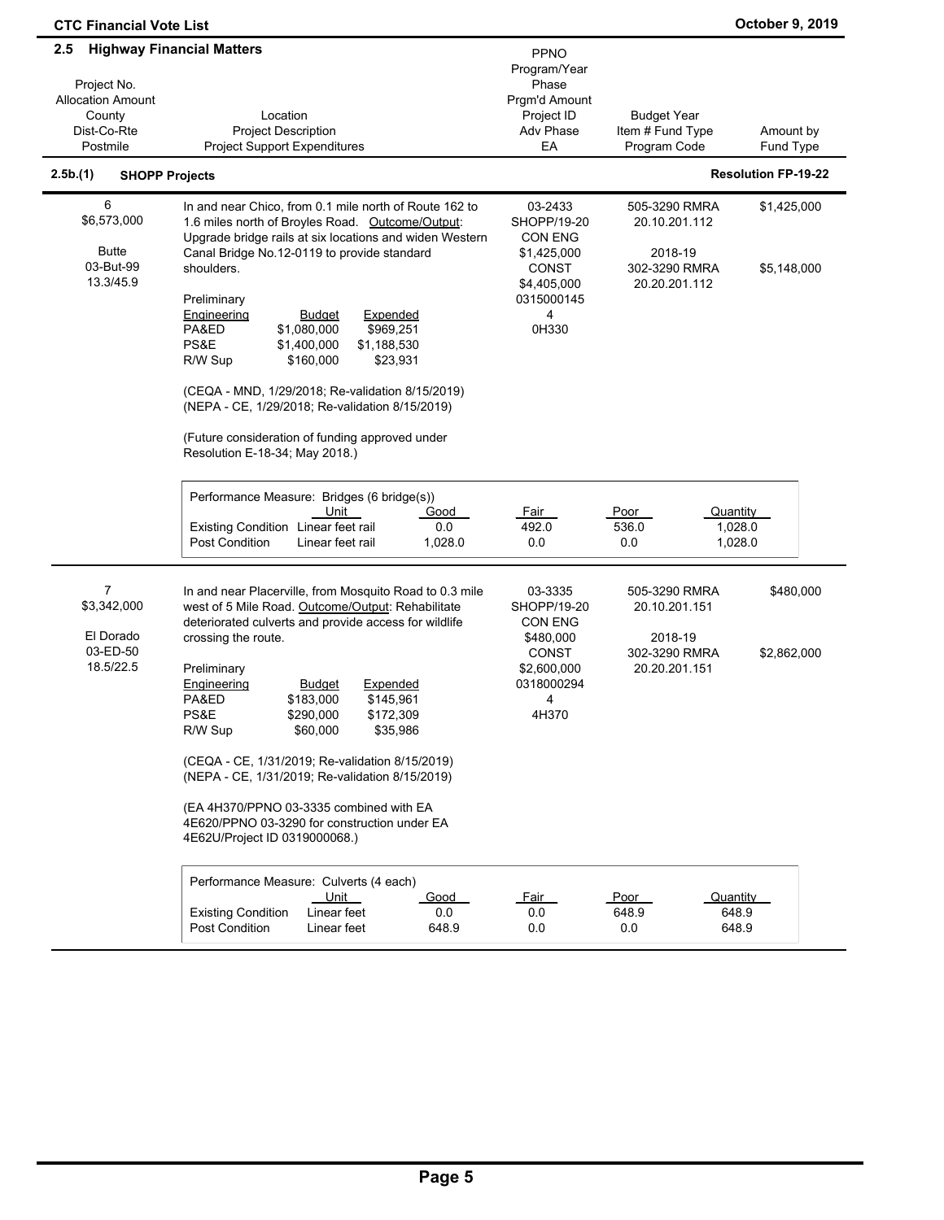## 2.5 Highway Financial Matters

| Project No.<br>Allocation Amount<br>County<br>Dist-Co-Rte<br>Postmile | Location<br>Project Description<br>Project Support Expenditures | PPNO<br>Program/Year<br>Phase<br>Prgm'd Amount<br>Project ID<br>Adv Phase<br>EA | Budget Year<br>Item # Fund Type<br>Program Code | Amount by<br>Fund Type |
|---|---|---|---|---|

### 2.5b.(1) SHOPP Projects

**Resolution FP-19-22**

| | | | | |
|---|---|---|---|---|
| 6<br>$6,573,000<br><br>Butte<br>03-But-99<br>13.3/45.9 | In and near Chico, from 0.1 mile north of Route 162 to 1.6 miles north of Broyles Road. Outcome/Output: Upgrade bridge rails at six locations and widen Western Canal Bridge No.12-0119 to provide standard shoulders. | 03-2433<br>SHOPP/19-20<br>CON ENG<br>$1,425,000<br>CONST<br>$4,405,000<br>0315000145<br>4<br>0H330 | 505-3290 RMRA<br>20.10.201.112<br><br>2018-19<br>302-3290 RMRA<br>20.20.201.112 | $1,425,000<br><br><br><br>$5,148,000 |

Preliminary

| Engineering | Budget | Expended |
|---|---|---|
| PA&ED | $1,080,000 | $969,251 |
| PS&E | $1,400,000 | $1,188,530 |
| R/W Sup | $160,000 | $23,931 |

(CEQA - MND, 1/29/2018; Re-validation 8/15/2019)
(NEPA - CE, 1/29/2018; Re-validation 8/15/2019)

(Future consideration of funding approved under Resolution E-18-34; May 2018.)

Performance Measure: Bridges (6 bridge(s))

| | Unit | Good | Fair | Poor | Quantity |
|---|---|---|---|---|---|
| Existing Condition | Linear feet rail | 0.0 | 492.0 | 536.0 | 1,028.0 |
| Post Condition | Linear feet rail | 1,028.0 | 0.0 | 0.0 | 1,028.0 |

| | | | | |
|---|---|---|---|---|
| 7<br>$3,342,000<br><br>El Dorado<br>03-ED-50<br>18.5/22.5 | In and near Placerville, from Mosquito Road to 0.3 mile west of 5 Mile Road. Outcome/Output: Rehabilitate deteriorated culverts and provide access for wildlife crossing the route. | 03-3335<br>SHOPP/19-20<br>CON ENG<br>$480,000<br>CONST<br>$2,600,000<br>0318000294<br>4<br>4H370 | 505-3290 RMRA<br>20.10.201.151<br><br>2018-19<br>302-3290 RMRA<br>20.20.201.151 | $480,000<br><br><br><br>$2,862,000 |

Preliminary

| Engineering | Budget | Expended |
|---|---|---|
| PA&ED | $183,000 | $145,961 |
| PS&E | $290,000 | $172,309 |
| R/W Sup | $60,000 | $35,986 |

(CEQA - CE, 1/31/2019; Re-validation 8/15/2019)
(NEPA - CE, 1/31/2019; Re-validation 8/15/2019)

(EA 4H370/PPNO 03-3335 combined with EA 4E620/PPNO 03-3290 for construction under EA 4E62U/Project ID 0319000068.)

Performance Measure: Culverts (4 each)

| | Unit | Good | Fair | Poor | Quantity |
|---|---|---|---|---|---|
| Existing Condition | Linear feet | 0.0 | 0.0 | 648.9 | 648.9 |
| Post Condition | Linear feet | 648.9 | 0.0 | 0.0 | 648.9 |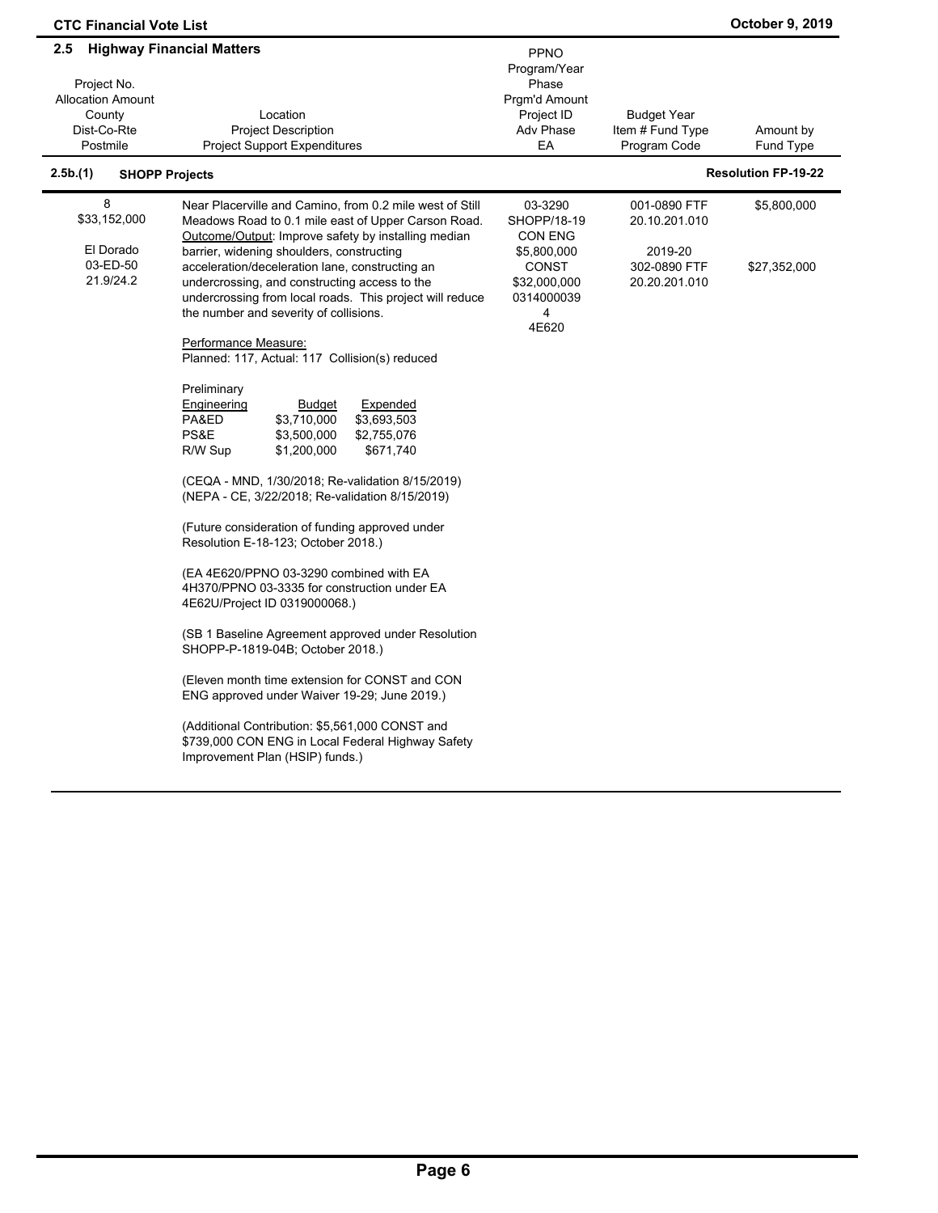## 2.5 Highway Financial Matters

| Project No.<br>Allocation Amount<br>County<br>Dist-Co-Rte<br>Postmile | Location<br>Project Description<br>Project Support Expenditures | PPNO<br>Program/Year<br>Phase<br>Prgm'd Amount<br>Project ID<br>Adv Phase<br>EA | Budget Year<br>Item # Fund Type<br>Program Code | Amount by<br>Fund Type |
|---|---|---|---|---|

### 2.5b.(1) SHOPP Projects — Resolution FP-19-22

| | | | | |
|---|---|---|---|---|
| 8<br>$33,152,000<br><br>El Dorado<br>03-ED-50<br>21.9/24.2 | Near Placerville and Camino, from 0.2 mile west of Still Meadows Road to 0.1 mile east of Upper Carson Road. Outcome/Output: Improve safety by installing median barrier, widening shoulders, constructing acceleration/deceleration lane, constructing an undercrossing, and constructing access to the undercrossing from local roads. This project will reduce the number and severity of collisions. | 03-3290<br>SHOPP/18-19<br>CON ENG<br>$5,800,000<br>CONST<br>$32,000,000<br>0314000039<br>4<br>4E620 | 001-0890 FTF<br>20.10.201.010<br><br>2019-20<br>302-0890 FTF<br>20.20.201.010 | $5,800,000<br><br><br><br>$27,352,000 |

Performance Measure:
Planned: 117, Actual: 117 Collision(s) reduced

| Preliminary Engineering | Budget | Expended |
|---|---|---|
| PA&ED | $3,710,000 | $3,693,503 |
| PS&E | $3,500,000 | $2,755,076 |
| R/W Sup | $1,200,000 | $671,740 |

(CEQA - MND, 1/30/2018; Re-validation 8/15/2019)
(NEPA - CE, 3/22/2018; Re-validation 8/15/2019)

(Future consideration of funding approved under Resolution E-18-123; October 2018.)

(EA 4E620/PPNO 03-3290 combined with EA 4H370/PPNO 03-3335 for construction under EA 4E62U/Project ID 0319000068.)

(SB 1 Baseline Agreement approved under Resolution SHOPP-P-1819-04B; October 2018.)

(Eleven month time extension for CONST and CON ENG approved under Waiver 19-29; June 2019.)

(Additional Contribution: $5,561,000 CONST and $739,000 CON ENG in Local Federal Highway Safety Improvement Plan (HSIP) funds.)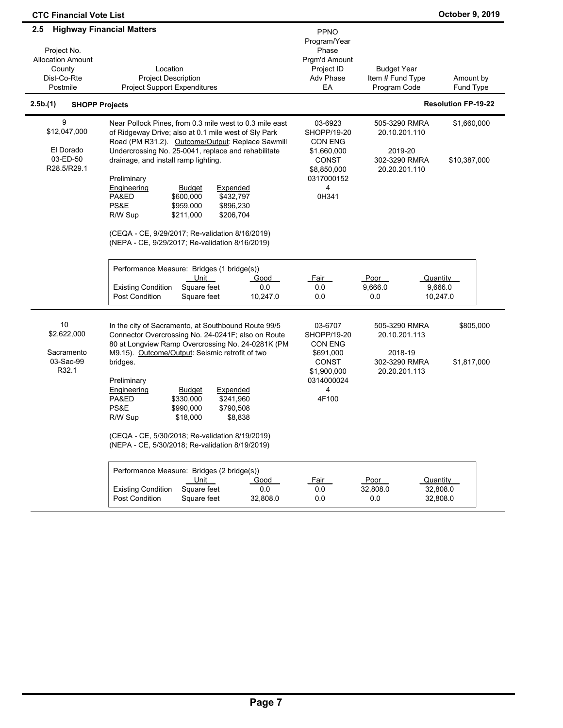## 2.5 Highway Financial Matters

| Project No.<br>Allocation Amount<br>County<br>Dist-Co-Rte<br>Postmile | Location<br>Project Description<br>Project Support Expenditures | PPNO<br>Program/Year<br>Phase<br>Prgm'd Amount<br>Project ID<br>Adv Phase<br>EA | Budget Year<br>Item # Fund Type<br>Program Code | Amount by<br>Fund Type |
|---|---|---|---|---|

### 2.5b.(1) SHOPP Projects — Resolution FP-19-22

| Project No.<br>Allocation Amount<br>County<br>Dist-Co-Rte<br>Postmile | Location<br>Project Description<br>Project Support Expenditures | PPNO<br>Program/Year<br>Phase<br>Prgm'd Amount<br>Project ID<br>Adv Phase<br>EA | Budget Year<br>Item # Fund Type<br>Program Code | Amount by<br>Fund Type |
|---|---|---|---|---|
| 9<br>$12,047,000<br><br>El Dorado<br>03-ED-50<br>R28.5/R29.1 | Near Pollock Pines, from 0.3 mile west to 0.3 mile east of Ridgeway Drive; also at 0.1 mile west of Sly Park Road (PM R31.2). Outcome/Output: Replace Sawmill Undercrossing No. 25-0041, replace and rehabilitate drainage, and install ramp lighting.<br><br>Preliminary Engineering — Budget / Expended<br>PA&ED $600,000 / $432,797<br>PS&E $959,000 / $896,230<br>R/W Sup $211,000 / $206,704<br><br>(CEQA - CE, 9/29/2017; Re-validation 8/16/2019)<br>(NEPA - CE, 9/29/2017; Re-validation 8/16/2019) | 03-6923<br>SHOPP/19-20<br>CON ENG<br>$1,660,000<br>CONST<br>$8,850,000<br>0317000152<br>4<br>0H341 | 505-3290 RMRA<br>20.10.201.110<br><br>2019-20<br>302-3290 RMRA<br>20.20.201.110 | $1,660,000<br><br><br><br>$10,387,000 |

Performance Measure: Bridges (1 bridge(s))

| | Unit | Good | Fair | Poor | Quantity |
|---|---|---|---|---|---|
| Existing Condition | Square feet | 0.0 | 0.0 | 9,666.0 | 9,666.0 |
| Post Condition | Square feet | 10,247.0 | 0.0 | 0.0 | 10,247.0 |

| Project No.<br>Allocation Amount<br>County<br>Dist-Co-Rte<br>Postmile | Location<br>Project Description<br>Project Support Expenditures | PPNO<br>Program/Year<br>Phase<br>Prgm'd Amount<br>Project ID<br>Adv Phase<br>EA | Budget Year<br>Item # Fund Type<br>Program Code | Amount by<br>Fund Type |
|---|---|---|---|---|
| 10<br>$2,622,000<br><br>Sacramento<br>03-Sac-99<br>R32.1 | In the city of Sacramento, at Southbound Route 99/5 Connector Overcrossing No. 24-0241F; also on Route 80 at Longview Ramp Overcrossing No. 24-0281K (PM M9.15). Outcome/Output: Seismic retrofit of two bridges.<br><br>Preliminary Engineering — Budget / Expended<br>PA&ED $330,000 / $241,960<br>PS&E $990,000 / $790,508<br>R/W Sup $18,000 / $8,838<br><br>(CEQA - CE, 5/30/2018; Re-validation 8/19/2019)<br>(NEPA - CE, 5/30/2018; Re-validation 8/19/2019) | 03-6707<br>SHOPP/19-20<br>CON ENG<br>$691,000<br>CONST<br>$1,900,000<br>0314000024<br>4<br>4F100 | 505-3290 RMRA<br>20.10.201.113<br><br>2018-19<br>302-3290 RMRA<br>20.20.201.113 | $805,000<br><br><br><br>$1,817,000 |

Performance Measure: Bridges (2 bridge(s))

| | Unit | Good | Fair | Poor | Quantity |
|---|---|---|---|---|---|
| Existing Condition | Square feet | 0.0 | 0.0 | 32,808.0 | 32,808.0 |
| Post Condition | Square feet | 32,808.0 | 0.0 | 0.0 | 32,808.0 |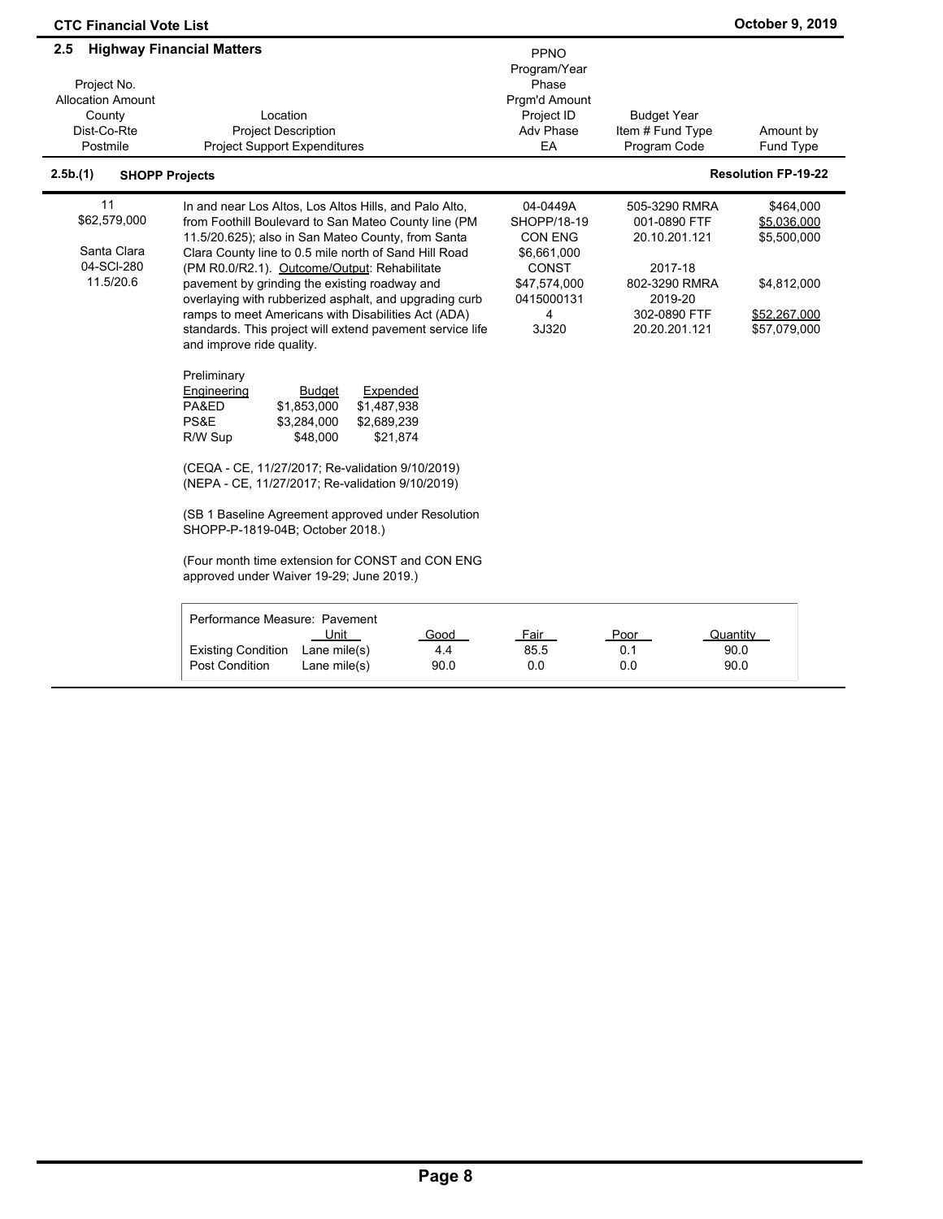## 2.5 Highway Financial Matters

| Project No.<br>Allocation Amount<br>County<br>Dist-Co-Rte<br>Postmile | Location<br>Project Description<br>Project Support Expenditures | PPNO<br>Program/Year<br>Phase<br>Prgm'd Amount<br>Project ID<br>Adv Phase<br>EA | Budget Year<br>Item # Fund Type<br>Program Code | Amount by<br>Fund Type |
|---|---|---|---|---|

### 2.5b.(1) SHOPP Projects

**Resolution FP-19-22**

| | | | | |
|---|---|---|---|---|
| 11<br>$62,579,000<br><br>Santa Clara<br>04-SCl-280<br>11.5/20.6 | In and near Los Altos, Los Altos Hills, and Palo Alto, from Foothill Boulevard to San Mateo County line (PM 11.5/20.625); also in San Mateo County, from Santa Clara County line to 0.5 mile north of Sand Hill Road (PM R0.0/R2.1). Outcome/Output: Rehabilitate pavement by grinding the existing roadway and overlaying with rubberized asphalt, and upgrading curb ramps to meet Americans with Disabilities Act (ADA) standards. This project will extend pavement service life and improve ride quality. | 04-0449A<br>SHOPP/18-19<br>CON ENG<br>$6,661,000<br>CONST<br>$47,574,000<br>0415000131<br>4<br>3J320 | 505-3290 RMRA<br>001-0890 FTF<br>20.10.201.121<br><br>2017-18<br>802-3290 RMRA<br>2019-20<br>302-0890 FTF<br>20.20.201.121 | $464,000<br>$5,036,000<br>$5,500,000<br><br><br>$4,812,000<br><br>$52,267,000<br>$57,079,000 |

Preliminary

| Engineering | Budget | Expended |
|---|---|---|
| PA&ED | $1,853,000 | $1,487,938 |
| PS&E | $3,284,000 | $2,689,239 |
| R/W Sup | $48,000 | $21,874 |

(CEQA - CE, 11/27/2017; Re-validation 9/10/2019)
(NEPA - CE, 11/27/2017; Re-validation 9/10/2019)

(SB 1 Baseline Agreement approved under Resolution SHOPP-P-1819-04B; October 2018.)

(Four month time extension for CONST and CON ENG approved under Waiver 19-29; June 2019.)

Performance Measure: Pavement

| | Unit | Good | Fair | Poor | Quantity |
|---|---|---|---|---|---|
| Existing Condition | Lane mile(s) | 4.4 | 85.5 | 0.1 | 90.0 |
| Post Condition | Lane mile(s) | 90.0 | 0.0 | 0.0 | 90.0 |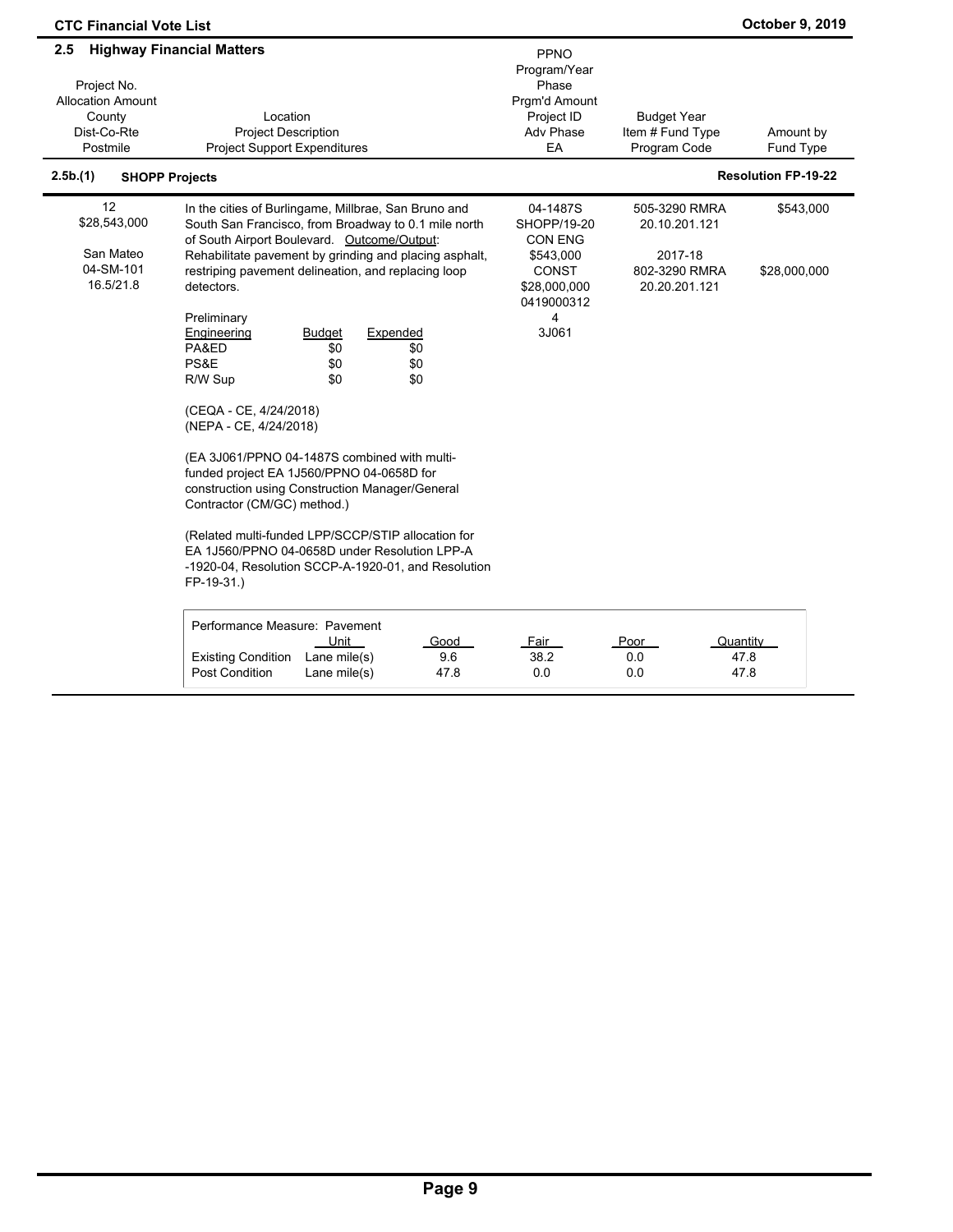## 2.5 Highway Financial Matters

| Project No. / Allocation Amount / County / Dist-Co-Rte / Postmile | Location / Project Description / Project Support Expenditures | PPNO / Program/Year / Phase / Prgm'd Amount / Project ID / Adv Phase / EA | Budget Year / Item # Fund Type / Program Code | Amount by Fund Type |
|---|---|---|---|---|

**2.5b.(1) SHOPP Projects** — **Resolution FP-19-22**

| | | | | |
|---|---|---|---|---|
| 12<br>$28,543,000<br><br>San Mateo<br>04-SM-101<br>16.5/21.8 | In the cities of Burlingame, Millbrae, San Bruno and South San Francisco, from Broadway to 0.1 mile north of South Airport Boulevard. Outcome/Output: Rehabilitate pavement by grinding and placing asphalt, restriping pavement delineation, and replacing loop detectors. | 04-1487S<br>SHOPP/19-20<br>CON ENG<br>$543,000<br>CONST<br>$28,000,000<br>0419000312<br>4<br>3J061 | 505-3290 RMRA<br>20.10.201.121<br><br>2017-18<br>802-3290 RMRA<br>20.20.201.121 | $543,000<br><br><br><br>$28,000,000 |

Preliminary

| Engineering | Budget | Expended |
|---|---|---|
| PA&ED | $0 | $0 |
| PS&E | $0 | $0 |
| R/W Sup | $0 | $0 |

(CEQA - CE, 4/24/2018)
(NEPA - CE, 4/24/2018)

(EA 3J061/PPNO 04-1487S combined with multi-funded project EA 1J560/PPNO 04-0658D for construction using Construction Manager/General Contractor (CM/GC) method.)

(Related multi-funded LPP/SCCP/STIP allocation for EA 1J560/PPNO 04-0658D under Resolution LPP-A-1920-04, Resolution SCCP-A-1920-01, and Resolution FP-19-31.)

Performance Measure: Pavement

| | Unit | Good | Fair | Poor | Quantity |
|---|---|---|---|---|---|
| Existing Condition | Lane mile(s) | 9.6 | 38.2 | 0.0 | 47.8 |
| Post Condition | Lane mile(s) | 47.8 | 0.0 | 0.0 | 47.8 |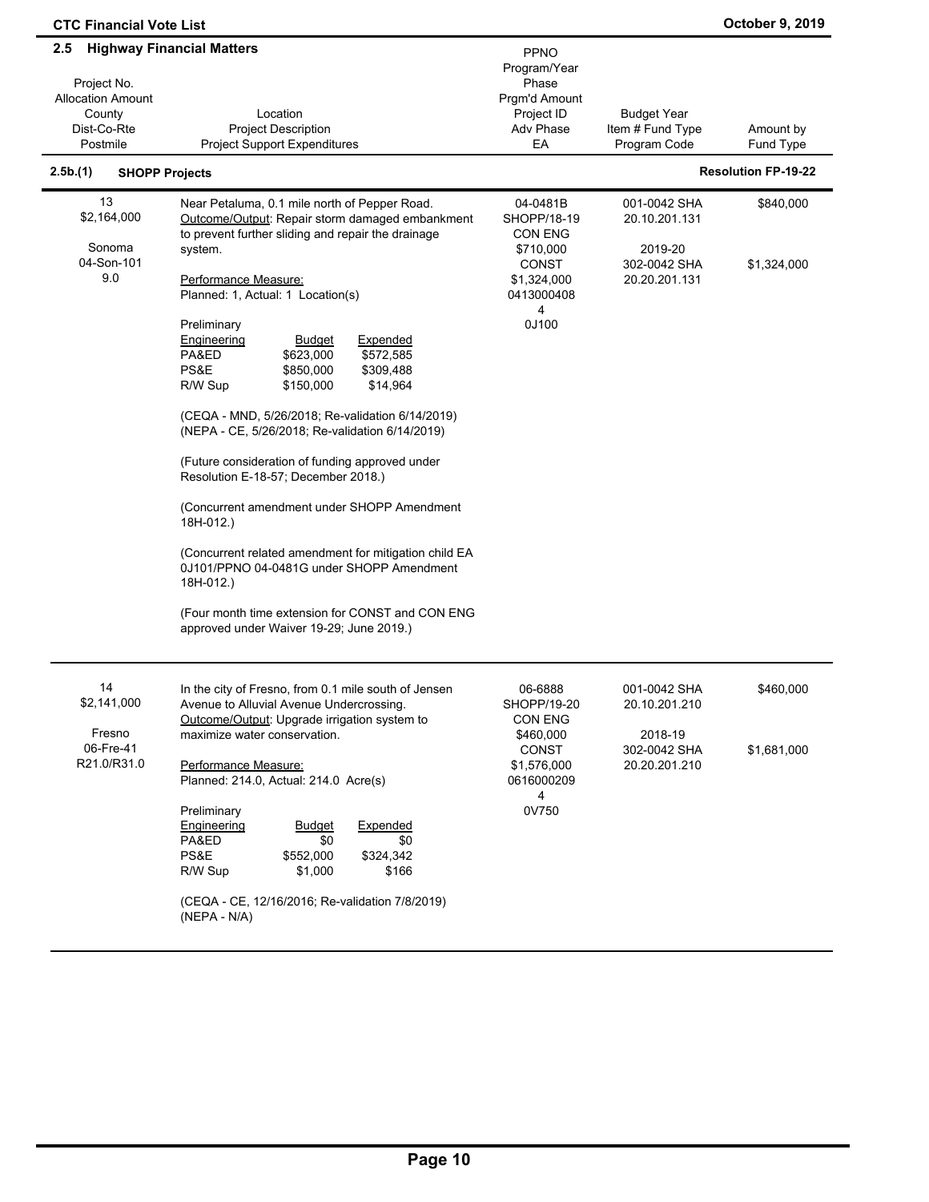## 2.5 Highway Financial Matters

| Project No.<br>Allocation Amount<br>County<br>Dist-Co-Rte<br>Postmile | Location<br>Project Description<br>Project Support Expenditures | PPNO<br>Program/Year<br>Phase<br>Prgm'd Amount<br>Project ID<br>Adv Phase<br>EA | Budget Year<br>Item # Fund Type<br>Program Code | Amount by<br>Fund Type |
|---|---|---|---|---|

### 2.5b.(1) SHOPP Projects — Resolution FP-19-22

| | | | | |
|---|---|---|---|---|
| 13<br>$2,164,000<br><br>Sonoma<br>04-Son-101<br>9.0 | Near Petaluma, 0.1 mile north of Pepper Road.<br>Outcome/Output: Repair storm damaged embankment to prevent further sliding and repair the drainage system.<br><br>Performance Measure:<br>Planned: 1, Actual: 1 Location(s)<br><br>Preliminary Engineering — Budget / Expended<br>PA&ED $623,000 / $572,585<br>PS&E $850,000 / $309,488<br>R/W Sup $150,000 / $14,964<br><br>(CEQA - MND, 5/26/2018; Re-validation 6/14/2019)<br>(NEPA - CE, 5/26/2018; Re-validation 6/14/2019)<br><br>(Future consideration of funding approved under Resolution E-18-57; December 2018.)<br><br>(Concurrent amendment under SHOPP Amendment 18H-012.)<br><br>(Concurrent related amendment for mitigation child EA 0J101/PPNO 04-0481G under SHOPP Amendment 18H-012.)<br><br>(Four month time extension for CONST and CON ENG approved under Waiver 19-29; June 2019.) | 04-0481B<br>SHOPP/18-19<br>CON ENG<br>$710,000<br>CONST<br>$1,324,000<br>0413000408<br>4<br>0J100 | 001-0042 SHA<br>20.10.201.131<br><br>2019-20<br>302-0042 SHA<br>20.20.201.131 | $840,000<br><br><br><br>$1,324,000 |
| 14<br>$2,141,000<br><br>Fresno<br>06-Fre-41<br>R21.0/R31.0 | In the city of Fresno, from 0.1 mile south of Jensen Avenue to Alluvial Avenue Undercrossing.<br>Outcome/Output: Upgrade irrigation system to maximize water conservation.<br><br>Performance Measure:<br>Planned: 214.0, Actual: 214.0 Acre(s)<br><br>Preliminary Engineering — Budget / Expended<br>PA&ED $0 / $0<br>PS&E $552,000 / $324,342<br>R/W Sup $1,000 / $166<br><br>(CEQA - CE, 12/16/2016; Re-validation 7/8/2019)<br>(NEPA - N/A) | 06-6888<br>SHOPP/19-20<br>CON ENG<br>$460,000<br>CONST<br>$1,576,000<br>0616000209<br>4<br>0V750 | 001-0042 SHA<br>20.10.201.210<br><br>2018-19<br>302-0042 SHA<br>20.20.201.210 | $460,000<br><br><br><br>$1,681,000 |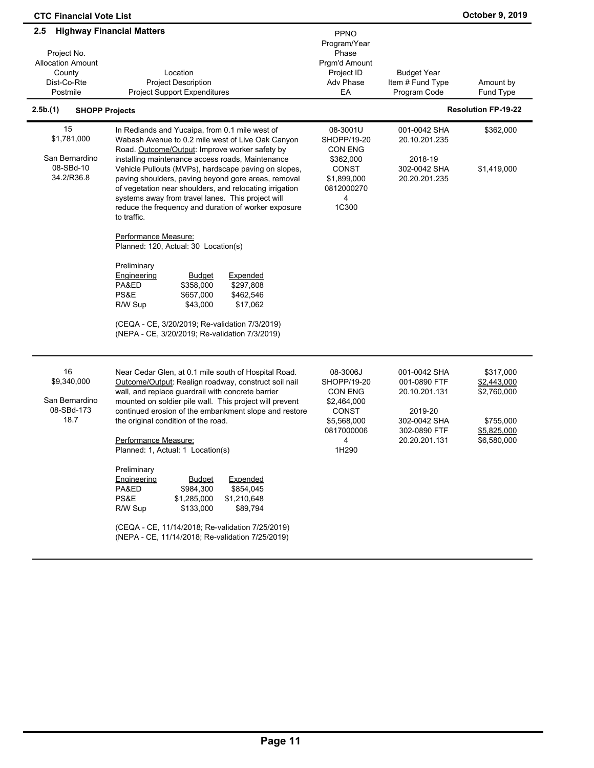## 2.5 Highway Financial Matters

| Project No.<br>Allocation Amount<br>County<br>Dist-Co-Rte<br>Postmile | Location<br>Project Description<br>Project Support Expenditures | PPNO<br>Program/Year<br>Phase<br>Prgm'd Amount<br>Project ID<br>Adv Phase<br>EA | Budget Year<br>Item # Fund Type<br>Program Code | Amount by<br>Fund Type |
|---|---|---|---|---|
| **2.5b.(1) SHOPP Projects** | | | | **Resolution FP-19-22** |
| 15<br>$1,781,000<br><br>San Bernardino<br>08-SBd-10<br>34.2/R36.8 | In Redlands and Yucaipa, from 0.1 mile west of Wabash Avenue to 0.2 mile west of Live Oak Canyon Road. Outcome/Output: Improve worker safety by installing maintenance access roads, Maintenance Vehicle Pullouts (MVPs), hardscape paving on slopes, paving shoulders, paving beyond gore areas, removal of vegetation near shoulders, and relocating irrigation systems away from travel lanes. This project will reduce the frequency and duration of worker exposure to traffic.<br><br>Performance Measure:<br>Planned: 120, Actual: 30 Location(s)<br><br>Preliminary Engineering / Budget / Expended<br>PA&ED $358,000 $297,808<br>PS&E $657,000 $462,546<br>R/W Sup $43,000 $17,062<br><br>(CEQA - CE, 3/20/2019; Re-validation 7/3/2019)<br>(NEPA - CE, 3/20/2019; Re-validation 7/3/2019) | 08-3001U<br>SHOPP/19-20<br>CON ENG<br>$362,000<br>CONST<br>$1,899,000<br>0812000270<br>4<br>1C300 | 001-0042 SHA<br>20.10.201.235<br><br>2018-19<br>302-0042 SHA<br>20.20.201.235 | $362,000<br><br><br><br>$1,419,000 |
| 16<br>$9,340,000<br><br>San Bernardino<br>08-SBd-173<br>18.7 | Near Cedar Glen, at 0.1 mile south of Hospital Road. Outcome/Output: Realign roadway, construct soil nail wall, and replace guardrail with concrete barrier mounted on soldier pile wall. This project will prevent continued erosion of the embankment slope and restore the original condition of the road.<br><br>Performance Measure:<br>Planned: 1, Actual: 1 Location(s)<br><br>Preliminary Engineering / Budget / Expended<br>PA&ED $984,300 $854,045<br>PS&E $1,285,000 $1,210,648<br>R/W Sup $133,000 $89,794<br><br>(CEQA - CE, 11/14/2018; Re-validation 7/25/2019)<br>(NEPA - CE, 11/14/2018; Re-validation 7/25/2019) | 08-3006J<br>SHOPP/19-20<br>CON ENG<br>$2,464,000<br>CONST<br>$5,568,000<br>0817000006<br>4<br>1H290 | 001-0042 SHA<br>001-0890 FTF<br>20.10.201.131<br><br>2019-20<br>302-0042 SHA<br>302-0890 FTF<br>20.20.201.131 | $317,000<br>$2,443,000<br>$2,760,000<br><br><br>$755,000<br>$5,825,000<br>$6,580,000 |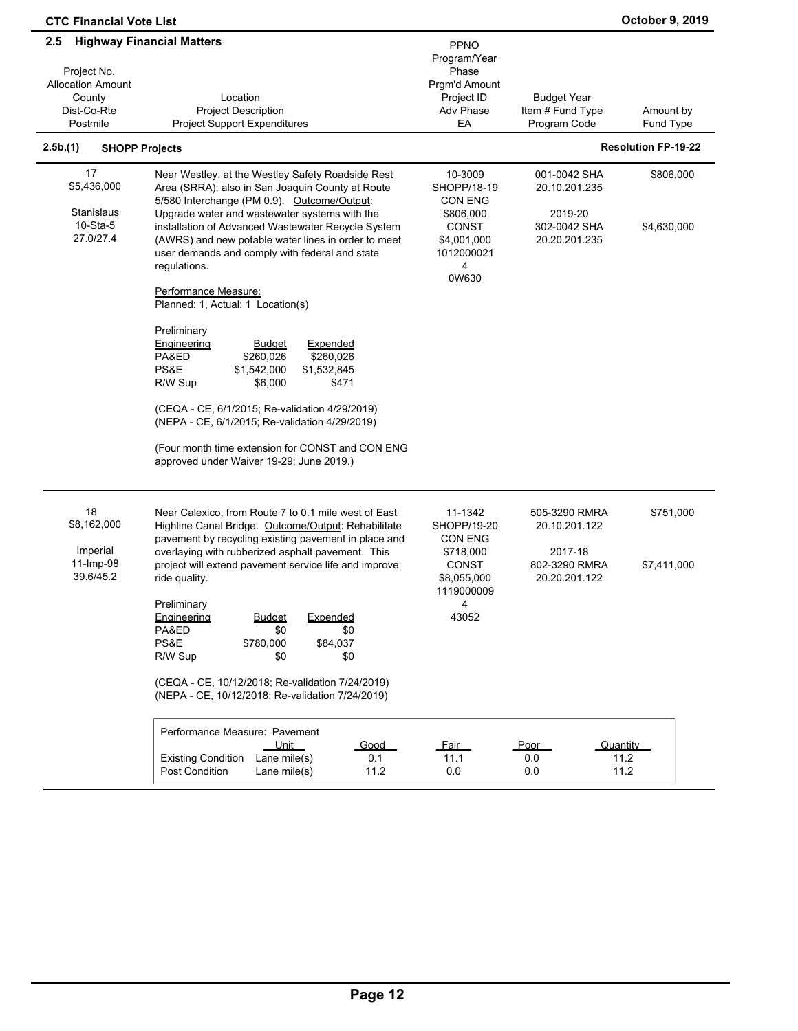## 2.5 Highway Financial Matters

| Project No.<br>Allocation Amount<br>County<br>Dist-Co-Rte<br>Postmile | Location<br>Project Description<br>Project Support Expenditures | PPNO<br>Program/Year<br>Phase<br>Prgm'd Amount<br>Project ID<br>Adv Phase<br>EA | Budget Year<br>Item # Fund Type<br>Program Code | Amount by<br>Fund Type |
|---|---|---|---|---|

**2.5b.(1) SHOPP Projects** — **Resolution FP-19-22**

| | | | | |
|---|---|---|---|---|
| 17<br>$5,436,000<br><br>Stanislaus<br>10-Sta-5<br>27.0/27.4 | Near Westley, at the Westley Safety Roadside Rest Area (SRRA); also in San Joaquin County at Route 5/580 Interchange (PM 0.9). Outcome/Output: Upgrade water and wastewater systems with the installation of Advanced Wastewater Recycle System (AWRS) and new potable water lines in order to meet user demands and comply with federal and state regulations. | 10-3009<br>SHOPP/18-19<br>CON ENG<br>$806,000<br>CONST<br>$4,001,000<br>1012000021<br>4<br>0W630 | 001-0042 SHA<br>20.10.201.235<br><br>2019-20<br>302-0042 SHA<br>20.20.201.235 | $806,000<br><br><br><br>$4,630,000 |

Performance Measure:
Planned: 1, Actual: 1 Location(s)

| Preliminary Engineering | Budget | Expended |
|---|---|---|
| PA&ED | $260,026 | $260,026 |
| PS&E | $1,542,000 | $1,532,845 |
| R/W Sup | $6,000 | $471 |

(CEQA - CE, 6/1/2015; Re-validation 4/29/2019)
(NEPA - CE, 6/1/2015; Re-validation 4/29/2019)

(Four month time extension for CONST and CON ENG approved under Waiver 19-29; June 2019.)

| | | | | |
|---|---|---|---|---|
| 18<br>$8,162,000<br><br>Imperial<br>11-Imp-98<br>39.6/45.2 | Near Calexico, from Route 7 to 0.1 mile west of East Highline Canal Bridge. Outcome/Output: Rehabilitate pavement by recycling existing pavement in place and overlaying with rubberized asphalt pavement. This project will extend pavement service life and improve ride quality. | 11-1342<br>SHOPP/19-20<br>CON ENG<br>$718,000<br>CONST<br>$8,055,000<br>1119000009<br>4<br>43052 | 505-3290 RMRA<br>20.10.201.122<br><br>2017-18<br>802-3290 RMRA<br>20.20.201.122 | $751,000<br><br><br><br>$7,411,000 |

| Preliminary Engineering | Budget | Expended |
|---|---|---|
| PA&ED | $0 | $0 |
| PS&E | $780,000 | $84,037 |
| R/W Sup | $0 | $0 |

(CEQA - CE, 10/12/2018; Re-validation 7/24/2019)
(NEPA - CE, 10/12/2018; Re-validation 7/24/2019)

Performance Measure: Pavement

| | Unit | Good | Fair | Poor | Quantity |
|---|---|---|---|---|---|
| Existing Condition | Lane mile(s) | 0.1 | 11.1 | 0.0 | 11.2 |
| Post Condition | Lane mile(s) | 11.2 | 0.0 | 0.0 | 11.2 |